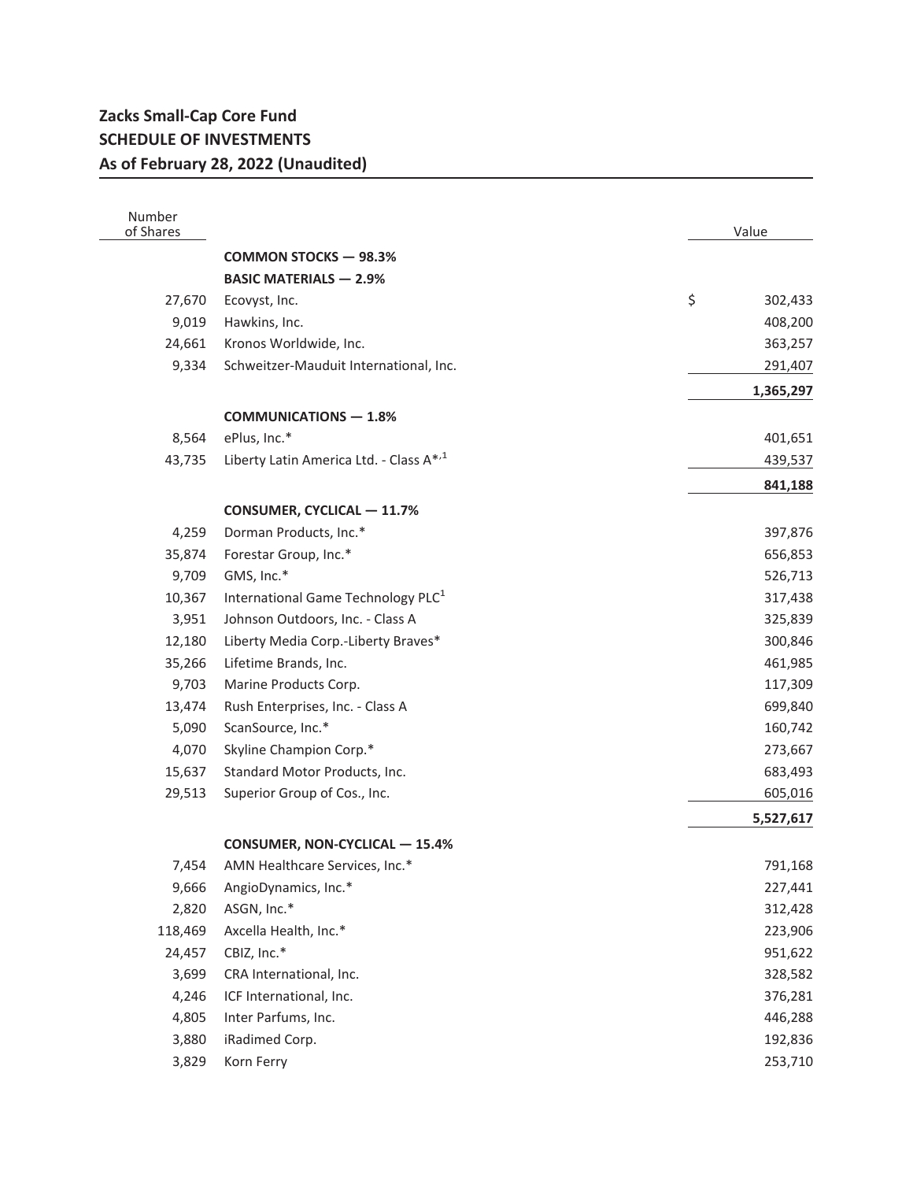**Zacks Small-Cap Core Fund**
**SCHEDULE OF INVESTMENTS**
**As of February 28, 2022 (Unaudited)**

| Number of Shares | | Value |
|---|---|---|
| | **COMMON STOCKS — 98.3%** | |
| | **BASIC MATERIALS — 2.9%** | |
| 27,670 | Ecovyst, Inc. | $ 302,433 |
| 9,019 | Hawkins, Inc. | 408,200 |
| 24,661 | Kronos Worldwide, Inc. | 363,257 |
| 9,334 | Schweitzer-Mauduit International, Inc. | 291,407 |
| | | **1,365,297** |
| | **COMMUNICATIONS — 1.8%** | |
| 8,564 | ePlus, Inc.* | 401,651 |
| 43,735 | Liberty Latin America Ltd. - Class A*,[1] | 439,537 |
| | | **841,188** |
| | **CONSUMER, CYCLICAL — 11.7%** | |
| 4,259 | Dorman Products, Inc.* | 397,876 |
| 35,874 | Forestar Group, Inc.* | 656,853 |
| 9,709 | GMS, Inc.* | 526,713 |
| 10,367 | International Game Technology PLC[1] | 317,438 |
| 3,951 | Johnson Outdoors, Inc. - Class A | 325,839 |
| 12,180 | Liberty Media Corp.-Liberty Braves* | 300,846 |
| 35,266 | Lifetime Brands, Inc. | 461,985 |
| 9,703 | Marine Products Corp. | 117,309 |
| 13,474 | Rush Enterprises, Inc. - Class A | 699,840 |
| 5,090 | ScanSource, Inc.* | 160,742 |
| 4,070 | Skyline Champion Corp.* | 273,667 |
| 15,637 | Standard Motor Products, Inc. | 683,493 |
| 29,513 | Superior Group of Cos., Inc. | 605,016 |
| | | **5,527,617** |
| | **CONSUMER, NON-CYCLICAL — 15.4%** | |
| 7,454 | AMN Healthcare Services, Inc.* | 791,168 |
| 9,666 | AngioDynamics, Inc.* | 227,441 |
| 2,820 | ASGN, Inc.* | 312,428 |
| 118,469 | Axcella Health, Inc.* | 223,906 |
| 24,457 | CBIZ, Inc.* | 951,622 |
| 3,699 | CRA International, Inc. | 328,582 |
| 4,246 | ICF International, Inc. | 376,281 |
| 4,805 | Inter Parfums, Inc. | 446,288 |
| 3,880 | iRadimed Corp. | 192,836 |
| 3,829 | Korn Ferry | 253,710 |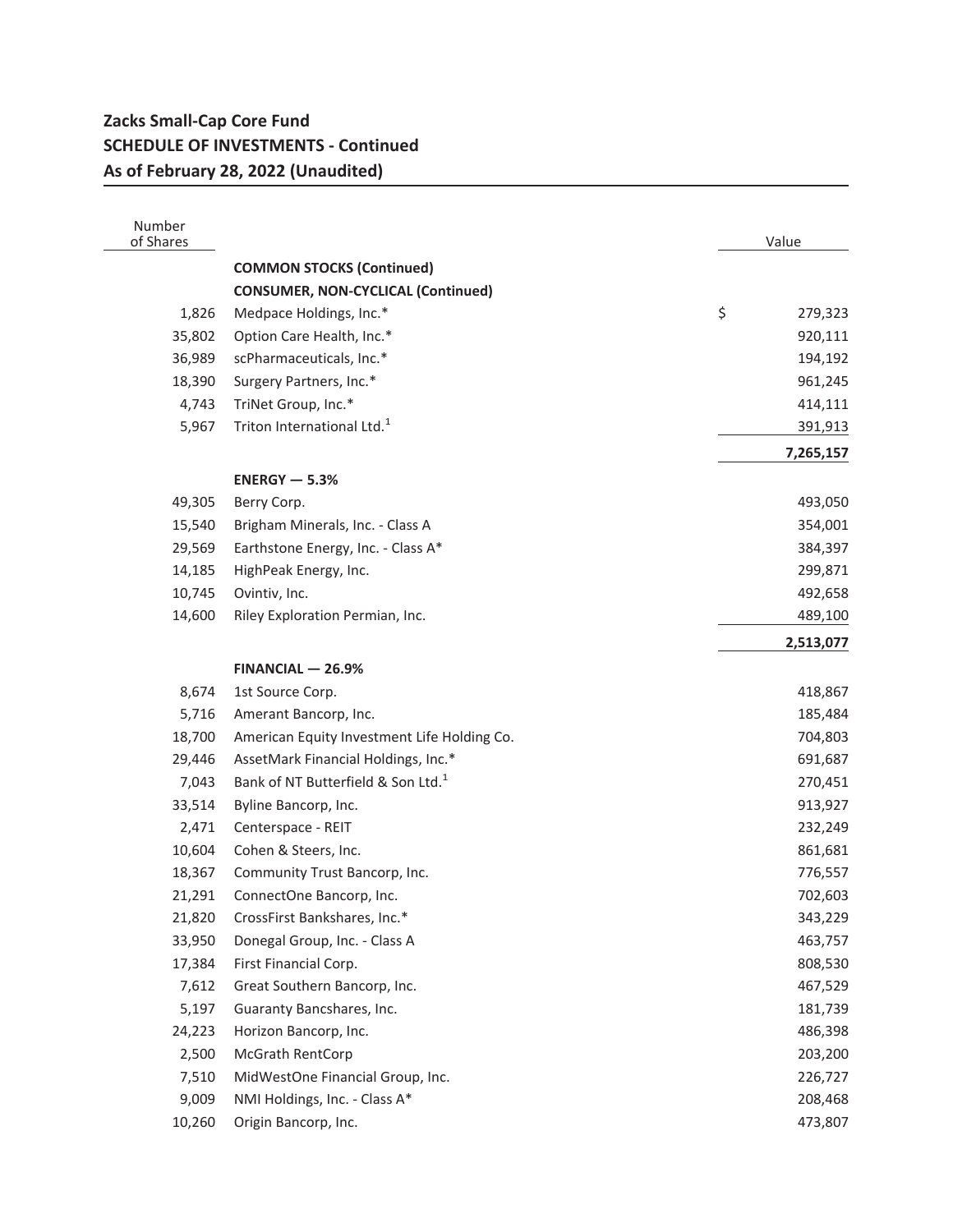**Zacks Small-Cap Core Fund**
**SCHEDULE OF INVESTMENTS - Continued**
**As of February 28, 2022 (Unaudited)**

| Number of Shares | | Value |
|---|---|---|
| | **COMMON STOCKS (Continued)** | |
| | **CONSUMER, NON-CYCLICAL (Continued)** | |
| 1,826 | Medpace Holdings, Inc.* | $ 279,323 |
| 35,802 | Option Care Health, Inc.* | 920,111 |
| 36,989 | scPharmaceuticals, Inc.* | 194,192 |
| 18,390 | Surgery Partners, Inc.* | 961,245 |
| 4,743 | TriNet Group, Inc.* | 414,111 |
| 5,967 | Triton International Ltd.[1] | 391,913 |
| | | **7,265,157** |
| | **ENERGY — 5.3%** | |
| 49,305 | Berry Corp. | 493,050 |
| 15,540 | Brigham Minerals, Inc. - Class A | 354,001 |
| 29,569 | Earthstone Energy, Inc. - Class A* | 384,397 |
| 14,185 | HighPeak Energy, Inc. | 299,871 |
| 10,745 | Ovintiv, Inc. | 492,658 |
| 14,600 | Riley Exploration Permian, Inc. | 489,100 |
| | | **2,513,077** |
| | **FINANCIAL — 26.9%** | |
| 8,674 | 1st Source Corp. | 418,867 |
| 5,716 | Amerant Bancorp, Inc. | 185,484 |
| 18,700 | American Equity Investment Life Holding Co. | 704,803 |
| 29,446 | AssetMark Financial Holdings, Inc.* | 691,687 |
| 7,043 | Bank of NT Butterfield & Son Ltd.[1] | 270,451 |
| 33,514 | Byline Bancorp, Inc. | 913,927 |
| 2,471 | Centerspace - REIT | 232,249 |
| 10,604 | Cohen & Steers, Inc. | 861,681 |
| 18,367 | Community Trust Bancorp, Inc. | 776,557 |
| 21,291 | ConnectOne Bancorp, Inc. | 702,603 |
| 21,820 | CrossFirst Bankshares, Inc.* | 343,229 |
| 33,950 | Donegal Group, Inc. - Class A | 463,757 |
| 17,384 | First Financial Corp. | 808,530 |
| 7,612 | Great Southern Bancorp, Inc. | 467,529 |
| 5,197 | Guaranty Bancshares, Inc. | 181,739 |
| 24,223 | Horizon Bancorp, Inc. | 486,398 |
| 2,500 | McGrath RentCorp | 203,200 |
| 7,510 | MidWestOne Financial Group, Inc. | 226,727 |
| 9,009 | NMI Holdings, Inc. - Class A* | 208,468 |
| 10,260 | Origin Bancorp, Inc. | 473,807 |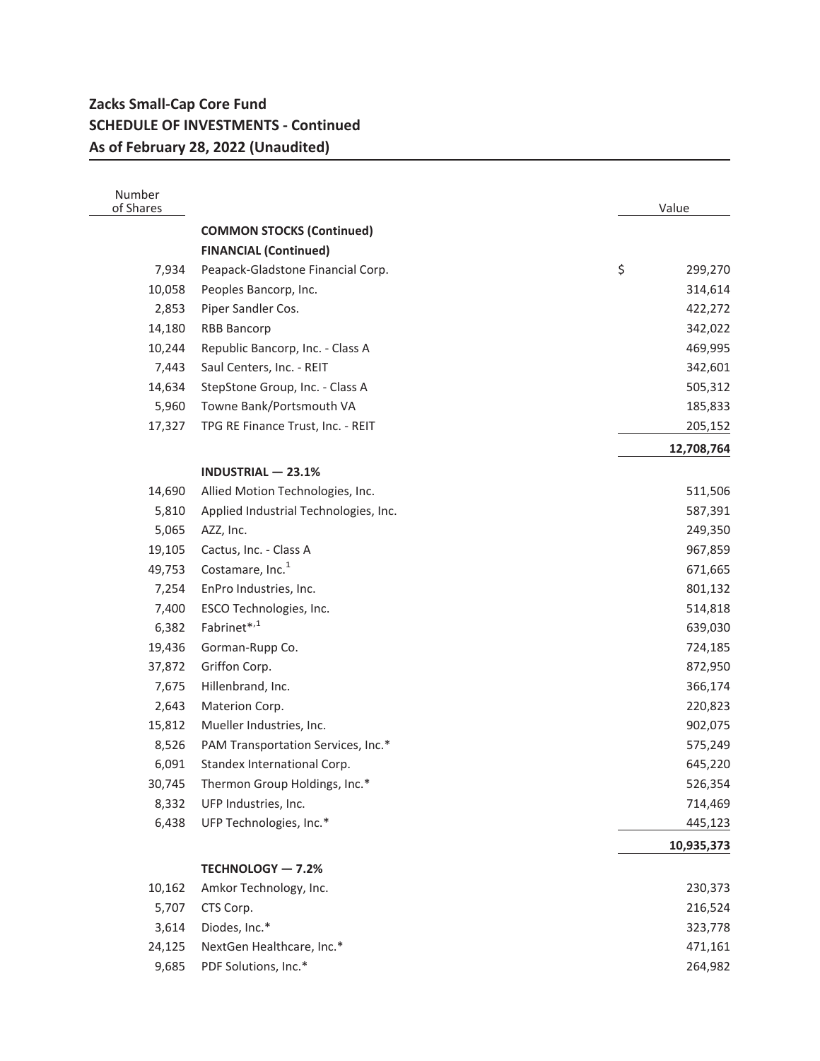**Zacks Small-Cap Core Fund**
**SCHEDULE OF INVESTMENTS - Continued**
**As of February 28, 2022 (Unaudited)**

| Number of Shares | | Value |
|---|---|---|
| | **COMMON STOCKS (Continued)** | |
| | **FINANCIAL (Continued)** | |
| 7,934 | Peapack-Gladstone Financial Corp. | $ 299,270 |
| 10,058 | Peoples Bancorp, Inc. | 314,614 |
| 2,853 | Piper Sandler Cos. | 422,272 |
| 14,180 | RBB Bancorp | 342,022 |
| 10,244 | Republic Bancorp, Inc. - Class A | 469,995 |
| 7,443 | Saul Centers, Inc. - REIT | 342,601 |
| 14,634 | StepStone Group, Inc. - Class A | 505,312 |
| 5,960 | Towne Bank/Portsmouth VA | 185,833 |
| 17,327 | TPG RE Finance Trust, Inc. - REIT | 205,152 |
| | | **12,708,764** |
| | **INDUSTRIAL — 23.1%** | |
| 14,690 | Allied Motion Technologies, Inc. | 511,506 |
| 5,810 | Applied Industrial Technologies, Inc. | 587,391 |
| 5,065 | AZZ, Inc. | 249,350 |
| 19,105 | Cactus, Inc. - Class A | 967,859 |
| 49,753 | Costamare, Inc.[1] | 671,665 |
| 7,254 | EnPro Industries, Inc. | 801,132 |
| 7,400 | ESCO Technologies, Inc. | 514,818 |
| 6,382 | Fabrinet*,[1] | 639,030 |
| 19,436 | Gorman-Rupp Co. | 724,185 |
| 37,872 | Griffon Corp. | 872,950 |
| 7,675 | Hillenbrand, Inc. | 366,174 |
| 2,643 | Materion Corp. | 220,823 |
| 15,812 | Mueller Industries, Inc. | 902,075 |
| 8,526 | PAM Transportation Services, Inc.* | 575,249 |
| 6,091 | Standex International Corp. | 645,220 |
| 30,745 | Thermon Group Holdings, Inc.* | 526,354 |
| 8,332 | UFP Industries, Inc. | 714,469 |
| 6,438 | UFP Technologies, Inc.* | 445,123 |
| | | **10,935,373** |
| | **TECHNOLOGY — 7.2%** | |
| 10,162 | Amkor Technology, Inc. | 230,373 |
| 5,707 | CTS Corp. | 216,524 |
| 3,614 | Diodes, Inc.* | 323,778 |
| 24,125 | NextGen Healthcare, Inc.* | 471,161 |
| 9,685 | PDF Solutions, Inc.* | 264,982 |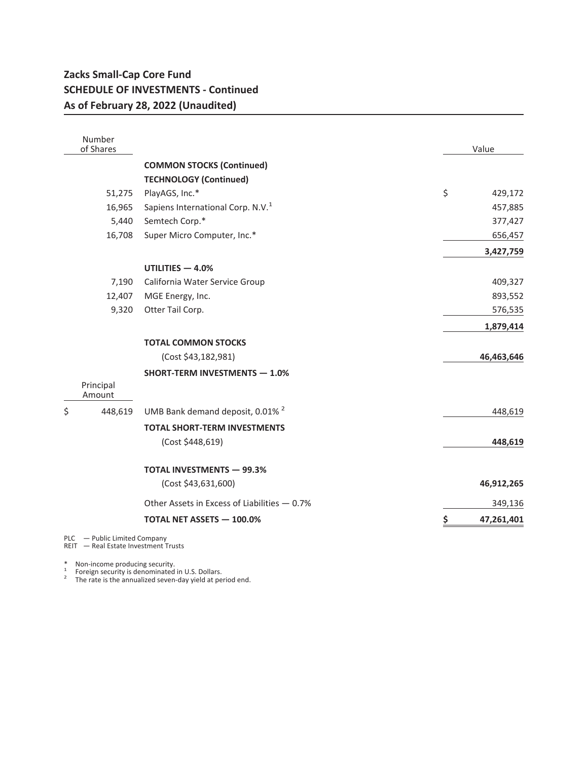## Zacks Small-Cap Core Fund
## SCHEDULE OF INVESTMENTS - Continued
## As of February 28, 2022 (Unaudited)

| Number of Shares | | Value |
|---|---|---|
| | **COMMON STOCKS (Continued)** | |
| | **TECHNOLOGY (Continued)** | |
| 51,275 | PlayAGS, Inc.* | $ 429,172 |
| 16,965 | Sapiens International Corp. N.V.[1] | 457,885 |
| 5,440 | Semtech Corp.* | 377,427 |
| 16,708 | Super Micro Computer, Inc.* | 656,457 |
| | | **3,427,759** |
| | **UTILITIES — 4.0%** | |
| 7,190 | California Water Service Group | 409,327 |
| 12,407 | MGE Energy, Inc. | 893,552 |
| 9,320 | Otter Tail Corp. | 576,535 |
| | | **1,879,414** |
| | **TOTAL COMMON STOCKS** | |
| | (Cost $43,182,981) | **46,463,646** |
| | **SHORT-TERM INVESTMENTS — 1.0%** | |
| **Principal Amount** | | |
| $ 448,619 | UMB Bank demand deposit, 0.01% [2] | 448,619 |
| | **TOTAL SHORT-TERM INVESTMENTS** | |
| | (Cost $448,619) | **448,619** |
| | **TOTAL INVESTMENTS — 99.3%** | |
| | (Cost $43,631,600) | **46,912,265** |
| | Other Assets in Excess of Liabilities — 0.7% | 349,136 |
| | **TOTAL NET ASSETS — 100.0%** | **$ 47,261,401** |

PLC — Public Limited Company
REIT — Real Estate Investment Trusts

\* Non-income producing security.
[1] Foreign security is denominated in U.S. Dollars.
[2] The rate is the annualized seven-day yield at period end.